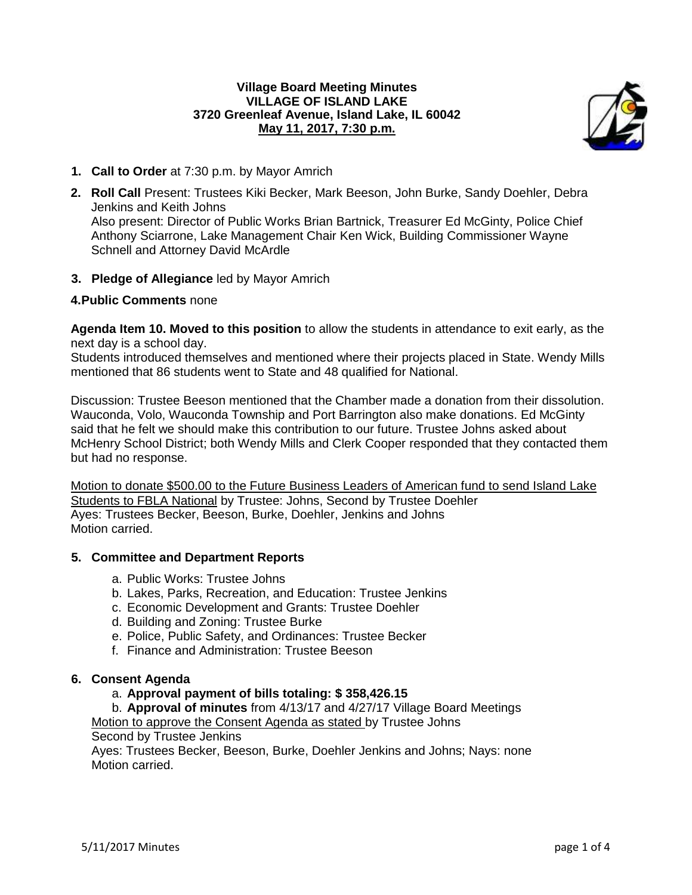**Village Board Meeting Minutes**
**VILLAGE OF ISLAND LAKE**
**3720 Greenleaf Avenue, Island Lake, IL 60042**
**May 11, 2017, 7:30 p.m.**

1. **Call to Order** at 7:30 p.m. by Mayor Amrich

2. **Roll Call** Present: Trustees Kiki Becker, Mark Beeson, John Burke, Sandy Doehler, Debra Jenkins and Keith Johns
   Also present: Director of Public Works Brian Bartnick, Treasurer Ed McGinty, Police Chief Anthony Sciarrone, Lake Management Chair Ken Wick, Building Commissioner Wayne Schnell and Attorney David McArdle

3. **Pledge of Allegiance** led by Mayor Amrich

**4.Public Comments** none

**Agenda Item 10. Moved to this position** to allow the students in attendance to exit early, as the next day is a school day.
Students introduced themselves and mentioned where their projects placed in State. Wendy Mills mentioned that 86 students went to State and 48 qualified for National.

Discussion: Trustee Beeson mentioned that the Chamber made a donation from their dissolution. Wauconda, Volo, Wauconda Township and Port Barrington also make donations. Ed McGinty said that he felt we should make this contribution to our future. Trustee Johns asked about McHenry School District; both Wendy Mills and Clerk Cooper responded that they contacted them but had no response.

Motion to donate $500.00 to the Future Business Leaders of American fund to send Island Lake Students to FBLA National by Trustee: Johns, Second by Trustee Doehler
Ayes: Trustees Becker, Beeson, Burke, Doehler, Jenkins and Johns
Motion carried.

5. **Committee and Department Reports**
   a. Public Works: Trustee Johns
   b. Lakes, Parks, Recreation, and Education: Trustee Jenkins
   c. Economic Development and Grants: Trustee Doehler
   d. Building and Zoning: Trustee Burke
   e. Police, Public Safety, and Ordinances: Trustee Becker
   f. Finance and Administration: Trustee Beeson

6. **Consent Agenda**
   a. **Approval payment of bills totaling: $ 358,426.15**
   b. **Approval of minutes** from 4/13/17 and 4/27/17 Village Board Meetings
   Motion to approve the Consent Agenda as stated by Trustee Johns
   Second by Trustee Jenkins
   Ayes: Trustees Becker, Beeson, Burke, Doehler Jenkins and Johns; Nays: none
   Motion carried.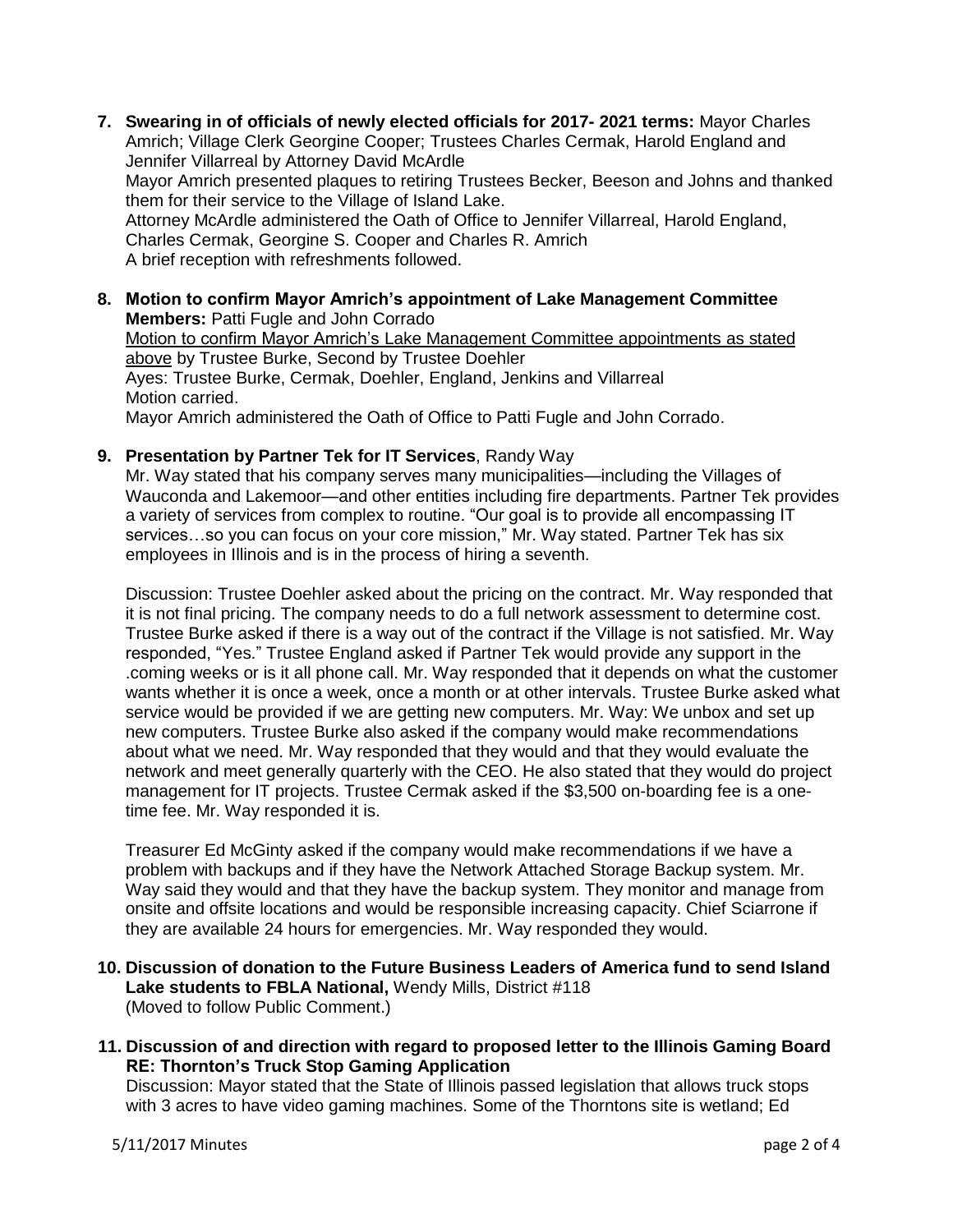7. **Swearing in of officials of newly elected officials for 2017- 2021 terms:** Mayor Charles Amrich; Village Clerk Georgine Cooper; Trustees Charles Cermak, Harold England and Jennifer Villarreal by Attorney David McArdle
   Mayor Amrich presented plaques to retiring Trustees Becker, Beeson and Johns and thanked them for their service to the Village of Island Lake.
   Attorney McArdle administered the Oath of Office to Jennifer Villarreal, Harold England, Charles Cermak, Georgine S. Cooper and Charles R. Amrich
   A brief reception with refreshments followed.

8. **Motion to confirm Mayor Amrich's appointment of Lake Management Committee Members:** Patti Fugle and John Corrado
   Motion to confirm Mayor Amrich's Lake Management Committee appointments as stated above by Trustee Burke, Second by Trustee Doehler
   Ayes: Trustee Burke, Cermak, Doehler, England, Jenkins and Villarreal
   Motion carried.
   Mayor Amrich administered the Oath of Office to Patti Fugle and John Corrado.

9. **Presentation by Partner Tek for IT Services**, Randy Way
   Mr. Way stated that his company serves many municipalities—including the Villages of Wauconda and Lakemoor—and other entities including fire departments. Partner Tek provides a variety of services from complex to routine. "Our goal is to provide all encompassing IT services…so you can focus on your core mission," Mr. Way stated. Partner Tek has six employees in Illinois and is in the process of hiring a seventh.

   Discussion: Trustee Doehler asked about the pricing on the contract. Mr. Way responded that it is not final pricing. The company needs to do a full network assessment to determine cost. Trustee Burke asked if there is a way out of the contract if the Village is not satisfied. Mr. Way responded, "Yes." Trustee England asked if Partner Tek would provide any support in the .coming weeks or is it all phone call. Mr. Way responded that it depends on what the customer wants whether it is once a week, once a month or at other intervals. Trustee Burke asked what service would be provided if we are getting new computers. Mr. Way: We unbox and set up new computers. Trustee Burke also asked if the company would make recommendations about what we need. Mr. Way responded that they would and that they would evaluate the network and meet generally quarterly with the CEO. He also stated that they would do project management for IT projects. Trustee Cermak asked if the $3,500 on-boarding fee is a one-time fee. Mr. Way responded it is.

   Treasurer Ed McGinty asked if the company would make recommendations if we have a problem with backups and if they have the Network Attached Storage Backup system. Mr. Way said they would and that they have the backup system. They monitor and manage from onsite and offsite locations and would be responsible increasing capacity. Chief Sciarrone if they are available 24 hours for emergencies. Mr. Way responded they would.

10. **Discussion of donation to the Future Business Leaders of America fund to send Island Lake students to FBLA National,** Wendy Mills, District #118
    (Moved to follow Public Comment.)

11. **Discussion of and direction with regard to proposed letter to the Illinois Gaming Board RE: Thornton's Truck Stop Gaming Application**
    Discussion: Mayor stated that the State of Illinois passed legislation that allows truck stops with 3 acres to have video gaming machines. Some of the Thorntons site is wetland; Ed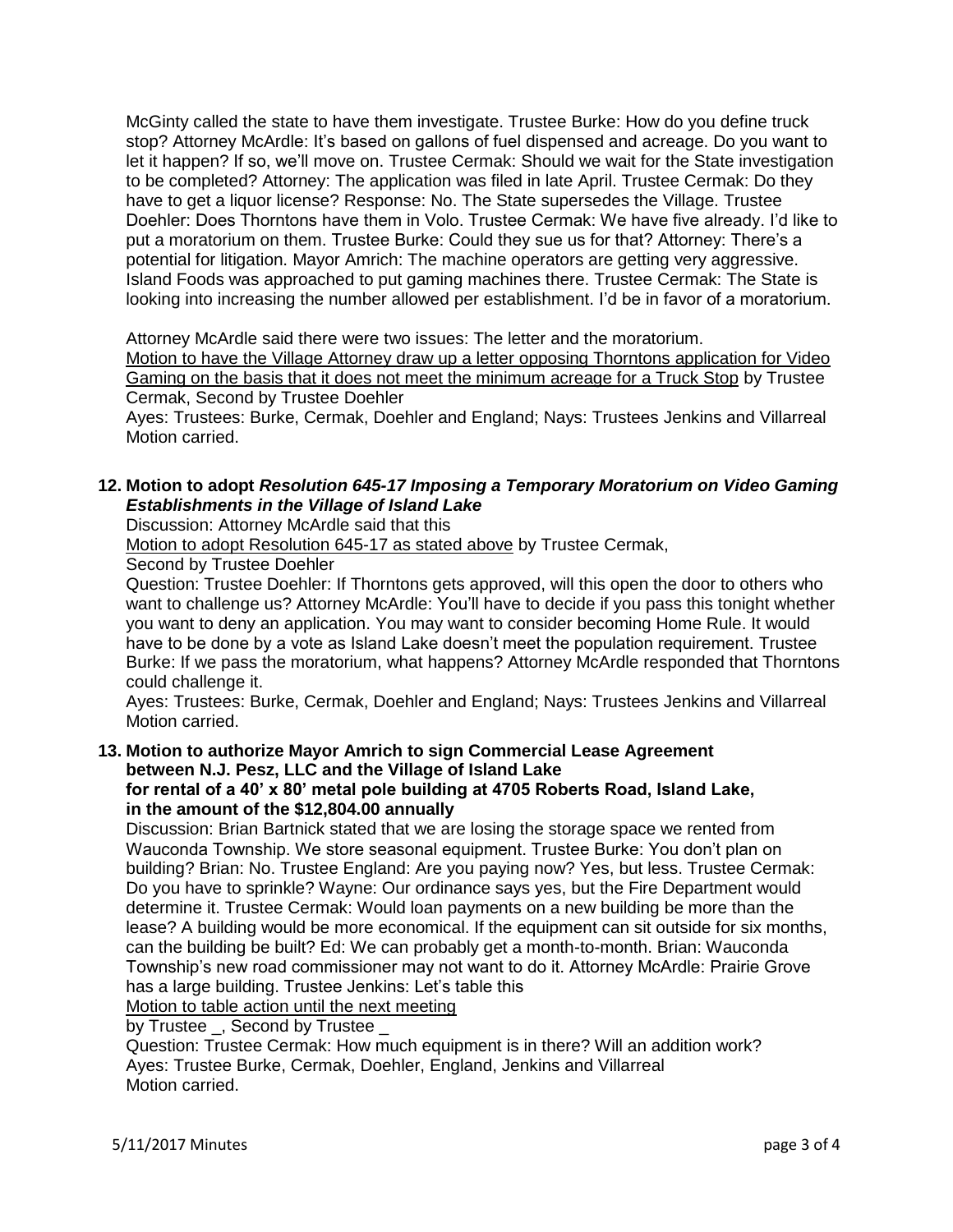McGinty called the state to have them investigate. Trustee Burke: How do you define truck stop? Attorney McArdle: It's based on gallons of fuel dispensed and acreage. Do you want to let it happen? If so, we'll move on. Trustee Cermak: Should we wait for the State investigation to be completed? Attorney: The application was filed in late April. Trustee Cermak: Do they have to get a liquor license? Response: No. The State supersedes the Village. Trustee Doehler: Does Thorntons have them in Volo. Trustee Cermak: We have five already. I'd like to put a moratorium on them. Trustee Burke: Could they sue us for that? Attorney: There's a potential for litigation. Mayor Amrich: The machine operators are getting very aggressive. Island Foods was approached to put gaming machines there. Trustee Cermak: The State is looking into increasing the number allowed per establishment. I'd be in favor of a moratorium.

Attorney McArdle said there were two issues: The letter and the moratorium.
<u>Motion to have the Village Attorney draw up a letter opposing Thorntons application for Video Gaming on the basis that it does not meet the minimum acreage for a Truck Stop</u> by Trustee Cermak, Second by Trustee Doehler
Ayes: Trustees: Burke, Cermak, Doehler and England; Nays: Trustees Jenkins and Villarreal
Motion carried.

**12. Motion to adopt *Resolution 645-17 Imposing a Temporary Moratorium on Video Gaming Establishments in the Village of Island Lake***

Discussion: Attorney McArdle said that this
<u>Motion to adopt Resolution 645-17 as stated above</u> by Trustee Cermak,
Second by Trustee Doehler
Question: Trustee Doehler: If Thorntons gets approved, will this open the door to others who want to challenge us? Attorney McArdle: You'll have to decide if you pass this tonight whether you want to deny an application. You may want to consider becoming Home Rule. It would have to be done by a vote as Island Lake doesn't meet the population requirement. Trustee Burke: If we pass the moratorium, what happens? Attorney McArdle responded that Thorntons could challenge it.
Ayes: Trustees: Burke, Cermak, Doehler and England; Nays: Trustees Jenkins and Villarreal
Motion carried.

**13. Motion to authorize Mayor Amrich to sign Commercial Lease Agreement between N.J. Pesz, LLC and the Village of Island Lake for rental of a 40' x 80' metal pole building at 4705 Roberts Road, Island Lake, in the amount of the $12,804.00 annually**

Discussion: Brian Bartnick stated that we are losing the storage space we rented from Wauconda Township. We store seasonal equipment. Trustee Burke: You don't plan on building? Brian: No. Trustee England: Are you paying now? Yes, but less. Trustee Cermak: Do you have to sprinkle? Wayne: Our ordinance says yes, but the Fire Department would determine it. Trustee Cermak: Would loan payments on a new building be more than the lease? A building would be more economical. If the equipment can sit outside for six months, can the building be built? Ed: We can probably get a month-to-month. Brian: Wauconda Township's new road commissioner may not want to do it. Attorney McArdle: Prairie Grove has a large building. Trustee Jenkins: Let's table this
<u>Motion to table action until the next meeting</u>
by Trustee _, Second by Trustee _
Question: Trustee Cermak: How much equipment is in there? Will an addition work?
Ayes: Trustee Burke, Cermak, Doehler, England, Jenkins and Villarreal
Motion carried.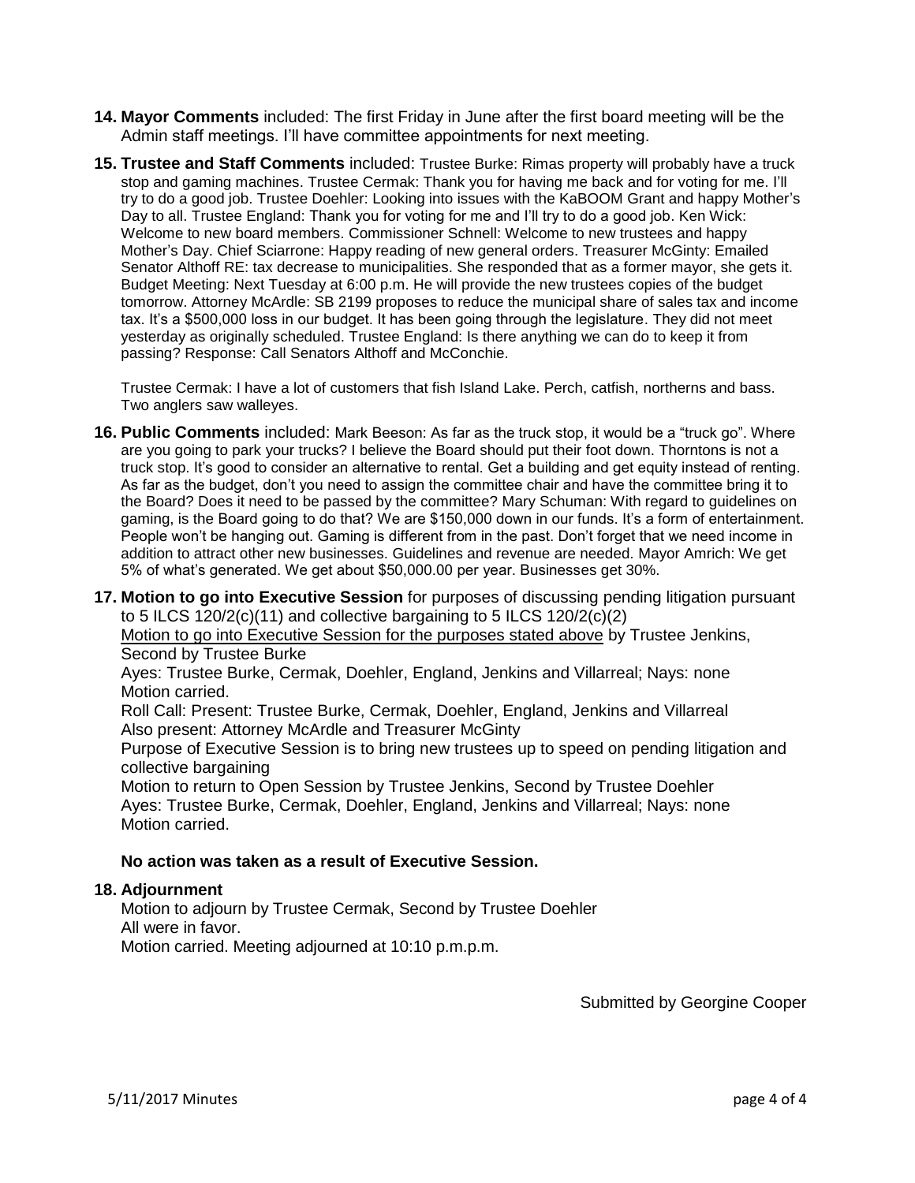14. **Mayor Comments** included: The first Friday in June after the first board meeting will be the Admin staff meetings. I'll have committee appointments for next meeting.

15. **Trustee and Staff Comments** included: Trustee Burke: Rimas property will probably have a truck stop and gaming machines. Trustee Cermak: Thank you for having me back and for voting for me. I'll try to do a good job. Trustee Doehler: Looking into issues with the KaBOOM Grant and happy Mother's Day to all. Trustee England: Thank you for voting for me and I'll try to do a good job. Ken Wick: Welcome to new board members. Commissioner Schnell: Welcome to new trustees and happy Mother's Day. Chief Sciarrone: Happy reading of new general orders. Treasurer McGinty: Emailed Senator Althoff RE: tax decrease to municipalities. She responded that as a former mayor, she gets it. Budget Meeting: Next Tuesday at 6:00 p.m. He will provide the new trustees copies of the budget tomorrow. Attorney McArdle: SB 2199 proposes to reduce the municipal share of sales tax and income tax. It's a $500,000 loss in our budget. It has been going through the legislature. They did not meet yesterday as originally scheduled. Trustee England: Is there anything we can do to keep it from passing? Response: Call Senators Althoff and McConchie.

    Trustee Cermak: I have a lot of customers that fish Island Lake. Perch, catfish, northerns and bass. Two anglers saw walleyes.

16. **Public Comments** included: Mark Beeson: As far as the truck stop, it would be a "truck go". Where are you going to park your trucks? I believe the Board should put their foot down. Thorntons is not a truck stop. It's good to consider an alternative to rental. Get a building and get equity instead of renting. As far as the budget, don't you need to assign the committee chair and have the committee bring it to the Board? Does it need to be passed by the committee? Mary Schuman: With regard to guidelines on gaming, is the Board going to do that? We are $150,000 down in our funds. It's a form of entertainment. People won't be hanging out. Gaming is different from in the past. Don't forget that we need income in addition to attract other new businesses. Guidelines and revenue are needed. Mayor Amrich: We get 5% of what's generated. We get about $50,000.00 per year. Businesses get 30%.

17. **Motion to go into Executive Session** for purposes of discussing pending litigation pursuant to 5 ILCS 120/2(c)(11) and collective bargaining to 5 ILCS 120/2(c)(2)
    Motion to go into Executive Session for the purposes stated above by Trustee Jenkins, Second by Trustee Burke
    Ayes: Trustee Burke, Cermak, Doehler, England, Jenkins and Villarreal; Nays: none
    Motion carried.
    Roll Call: Present: Trustee Burke, Cermak, Doehler, England, Jenkins and Villarreal
    Also present: Attorney McArdle and Treasurer McGinty
    Purpose of Executive Session is to bring new trustees up to speed on pending litigation and collective bargaining
    Motion to return to Open Session by Trustee Jenkins, Second by Trustee Doehler
    Ayes: Trustee Burke, Cermak, Doehler, England, Jenkins and Villarreal; Nays: none
    Motion carried.

    **No action was taken as a result of Executive Session.**

18. **Adjournment**
    Motion to adjourn by Trustee Cermak, Second by Trustee Doehler
    All were in favor.
    Motion carried. Meeting adjourned at 10:10 p.m.p.m.

Submitted by Georgine Cooper